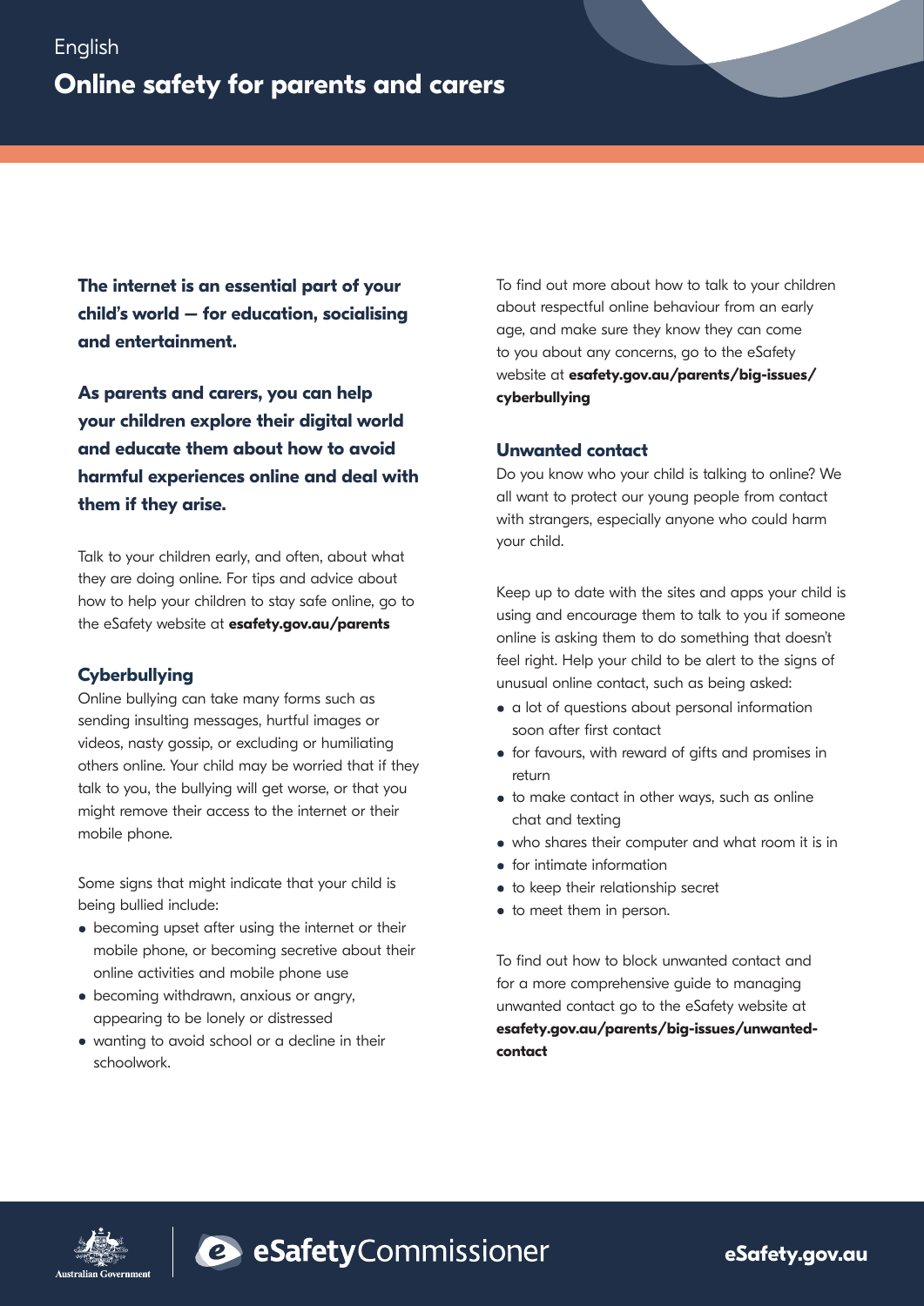English

# Online safety for parents and carers

**The internet is an essential part of your child's world — for education, socialising and entertainment.**

**As parents and carers, you can help your children explore their digital world and educate them about how to avoid harmful experiences online and deal with them if they arise.**

Talk to your children early, and often, about what they are doing online. For tips and advice about how to help your children to stay safe online, go to the eSafety website at **esafety.gov.au/parents**

## Cyberbullying

Online bullying can take many forms such as sending insulting messages, hurtful images or videos, nasty gossip, or excluding or humiliating others online. Your child may be worried that if they talk to you, the bullying will get worse, or that you might remove their access to the internet or their mobile phone.

Some signs that might indicate that your child is being bullied include:

- becoming upset after using the internet or their mobile phone, or becoming secretive about their online activities and mobile phone use
- becoming withdrawn, anxious or angry, appearing to be lonely or distressed
- wanting to avoid school or a decline in their schoolwork.

To find out more about how to talk to your children about respectful online behaviour from an early age, and make sure they know they can come to you about any concerns, go to the eSafety website at **esafety.gov.au/parents/big-issues/cyberbullying**

## Unwanted contact

Do you know who your child is talking to online? We all want to protect our young people from contact with strangers, especially anyone who could harm your child.

Keep up to date with the sites and apps your child is using and encourage them to talk to you if someone online is asking them to do something that doesn't feel right. Help your child to be alert to the signs of unusual online contact, such as being asked:

- a lot of questions about personal information soon after first contact
- for favours, with reward of gifts and promises in return
- to make contact in other ways, such as online chat and texting
- who shares their computer and what room it is in
- for intimate information
- to keep their relationship secret
- to meet them in person.

To find out how to block unwanted contact and for a more comprehensive guide to managing unwanted contact go to the eSafety website at **esafety.gov.au/parents/big-issues/unwanted-contact**

Australian Government | eSafetyCommissioner | eSafety.gov.au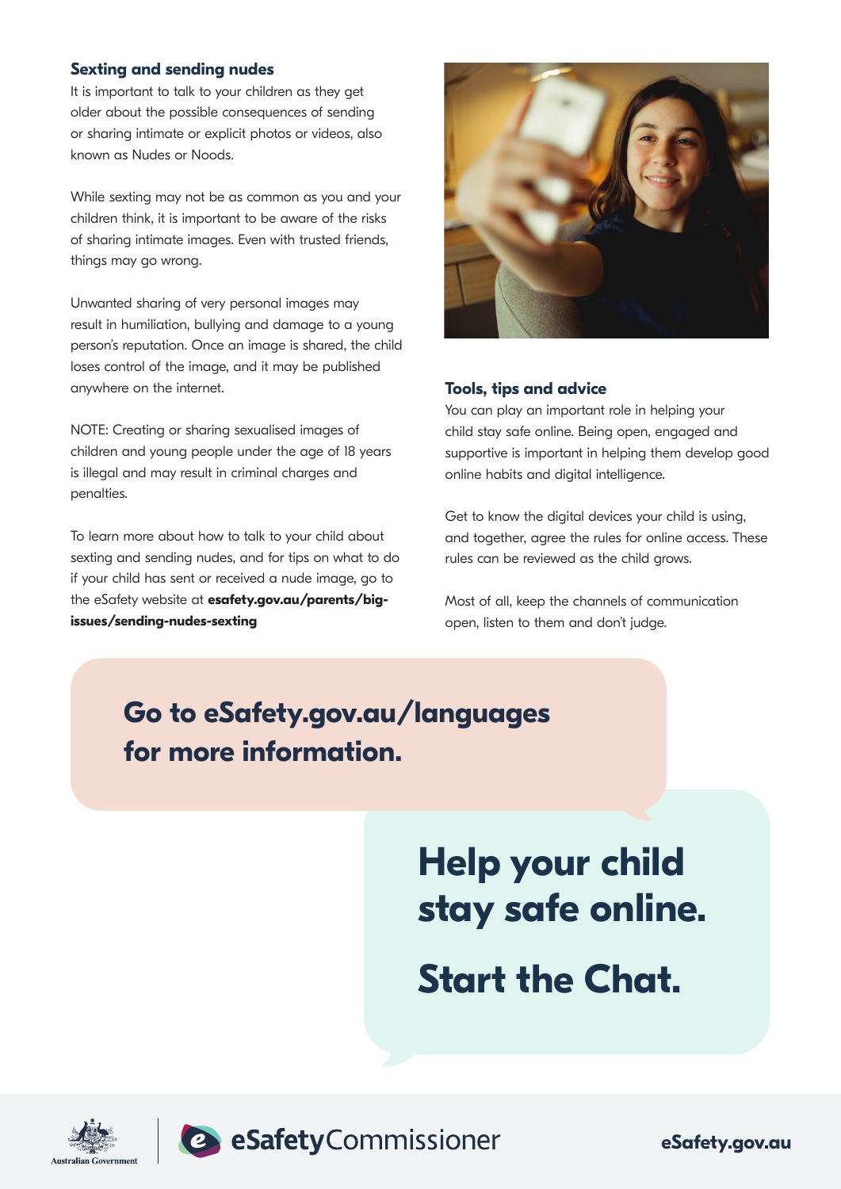### Sexting and sending nudes

It is important to talk to your children as they get older about the possible consequences of sending or sharing intimate or explicit photos or videos, also known as Nudes or Noods.

While sexting may not be as common as you and your children think, it is important to be aware of the risks of sharing intimate images. Even with trusted friends, things may go wrong.

Unwanted sharing of very personal images may result in humiliation, bullying and damage to a young person's reputation. Once an image is shared, the child loses control of the image, and it may be published anywhere on the internet.

NOTE: Creating or sharing sexualised images of children and young people under the age of 18 years is illegal and may result in criminal charges and penalties.

To learn more about how to talk to your child about sexting and sending nudes, and for tips on what to do if your child has sent or received a nude image, go to the eSafety website at **esafety.gov.au/parents/big-issues/sending-nudes-sexting**

### Tools, tips and advice

You can play an important role in helping your child stay safe online. Being open, engaged and supportive is important in helping them develop good online habits and digital intelligence.

Get to know the digital devices your child is using, and together, agree the rules for online access. These rules can be reviewed as the child grows.

Most of all, keep the channels of communication open, listen to them and don't judge.

**Go to eSafety.gov.au/languages for more information.**

## Help your child stay safe online.

## Start the Chat.

Australian Government | eSafetyCommissioner

eSafety.gov.au